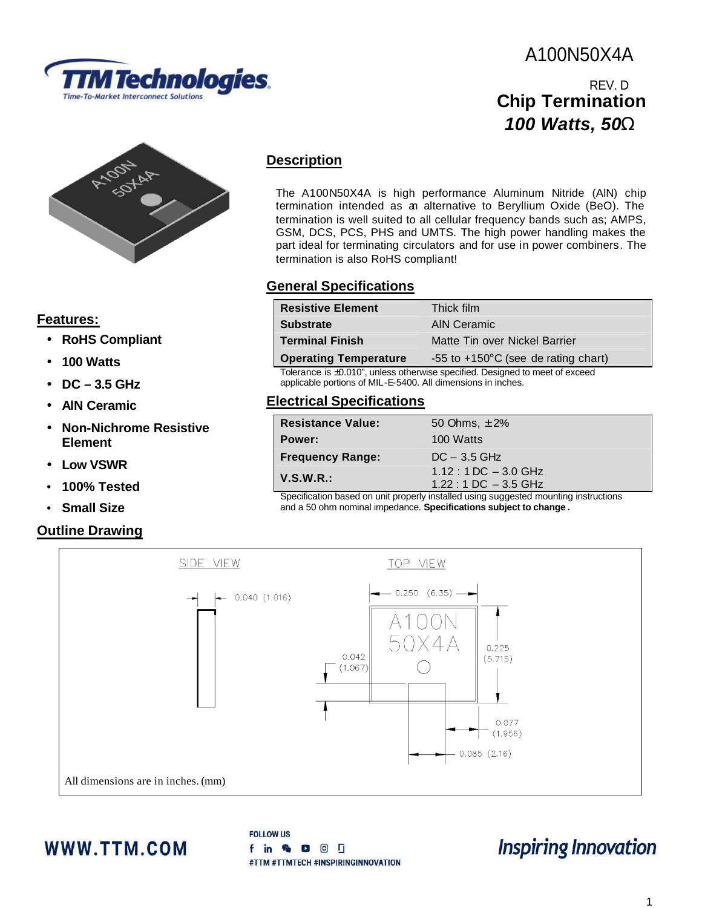A100N50X4A

REV. D

# Chip Termination

## *100 Watts, 50Ω*

## Description

The A100N50X4A is high performance Aluminum Nitride (AlN) chip termination intended as an alternative to Beryllium Oxide (BeO). The termination is well suited to all cellular frequency bands such as; AMPS, GSM, DCS, PCS, PHS and UMTS. The high power handling makes the part ideal for terminating circulators and for use in power combiners. The termination is also RoHS compliant!

## General Specifications

| | |
|---|---|
| **Resistive Element** | Thick film |
| **Substrate** | AlN Ceramic |
| **Terminal Finish** | Matte Tin over Nickel Barrier |
| **Operating Temperature** | -55 to +150°C (see de rating chart) |

Tolerance is ±0.010", unless otherwise specified. Designed to meet of exceed applicable portions of MIL-E-5400. All dimensions in inches.

## Features:

- **RoHS Compliant**
- **100 Watts**
- **DC – 3.5 GHz**
- **AlN Ceramic**
- **Non-Nichrome Resistive Element**
- **Low VSWR**
- **100% Tested**
- **Small Size**

## Electrical Specifications

| | |
|---|---|
| **Resistance Value:** | 50 Ohms, ±2% |
| **Power:** | 100 Watts |
| **Frequency Range:** | DC – 3.5 GHz |
| **V.S.W.R.:** | 1.12 : 1 DC – 3.0 GHz<br>1.22 : 1 DC – 3.5 GHz |

Specification based on unit properly installed using suggested mounting instructions and a 50 ohm nominal impedance. **Specifications subject to change.**

## Outline Drawing

SIDE VIEW

0.040 (1.016)

TOP VIEW

0.250 (6.35)

A100N 50X4A

0.042 (1.067)

0.225 (5.715)

0.077 (1.956)

0.085 (2.16)

All dimensions are in inches. (mm)

WWW.TTM.COM

FOLLOW US

#TTM #TTMTECH #INSPIRINGINNOVATION

Inspiring Innovation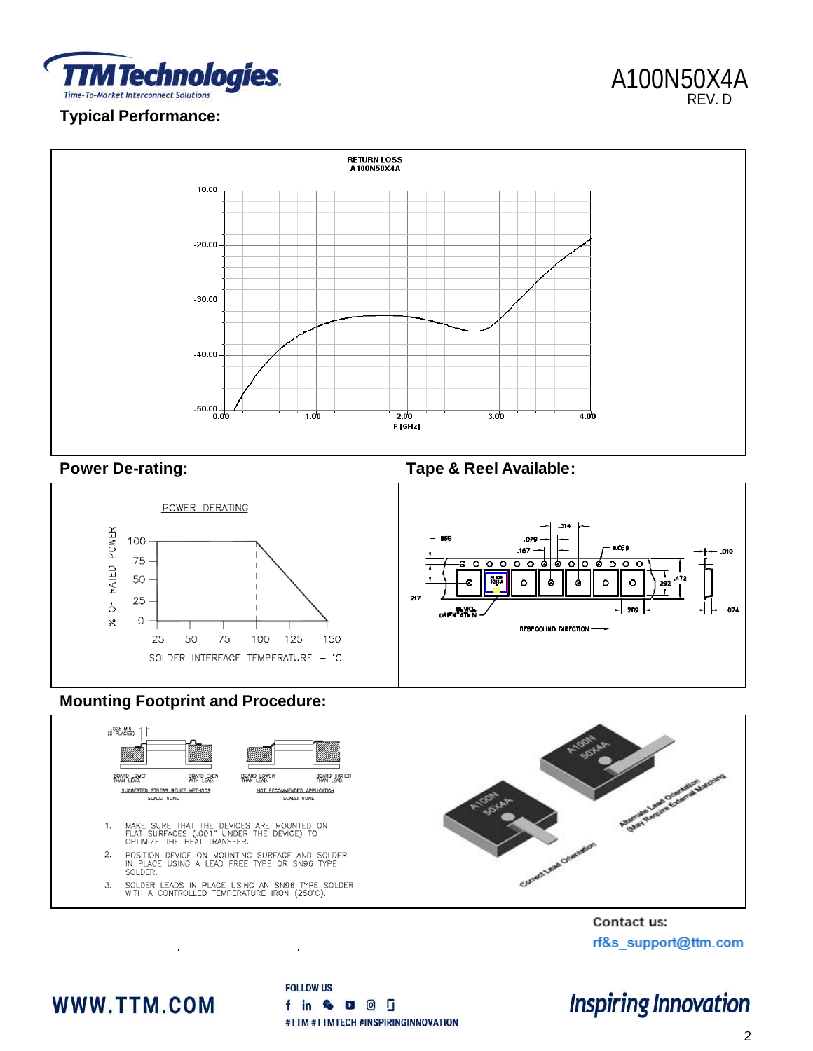## Typical Performance:

RETURN LOSS
A100N50X4A

-10.00
-20.00
-30.00
-40.00
-50.00
0.00
1.00
2.00
3.00
4.00
F [GHz]

## Power De-rating:

POWER DERATING

% OF RATED POWER

100
75
50
25
0

25 50 75 100 125 150

SOLDER INTERFACE TEMPERATURE – °C

## Tape & Reel Available:

.069
.079
.157
.314
⌀.059
.010
.472
.292
.217
DEVICE ORIENTATION
.289
.074
DESPOOLING DIRECTION

## Mounting Footprint and Procedure:

.025 MIN. (2 PLACES)

BOARD LOWER THAN LEAD.
BOARD EVEN WITH LEAD.
SUGGESTED STRESS RELIEF METHODS
SCALE: NONE

BOARD LOWER THAN LEAD.
BOARD HIGHER THAN LEAD.
NOT RECOMMENDED APPLICATION
SCALE: NONE

1. MAKE SURE THAT THE DEVICES ARE MOUNTED ON FLAT SURFACES (.001" UNDER THE DEVICE) TO OPTIMIZE THE HEAT TRANSFER.
2. POSITION DEVICE ON MOUNTING SURFACE AND SOLDER IN PLACE USING A LEAD FREE TYPE OR SN96 TYPE SOLDER.
3. SOLDER LEADS IN PLACE USING AN SN96 TYPE SOLDER WITH A CONTROLLED TEMPERATURE IRON (250°C).

A100N 50X4A
Correct Lead Orientation

A100N 50X4A
Alternate Lead Orientation (May Require External Matching)

**Contact us:**
rf&s_support@ttm.com